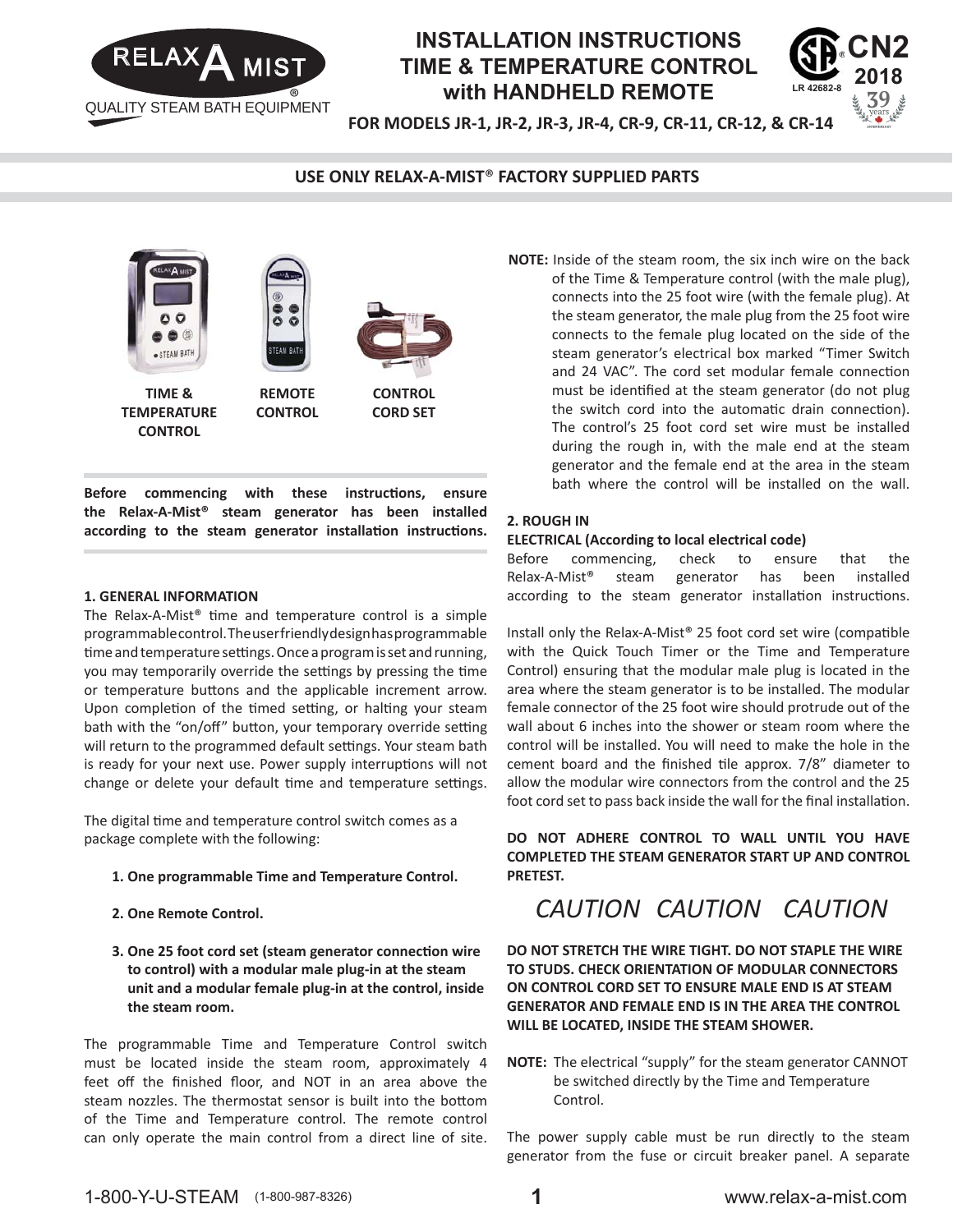# INSTALLATION INSTRUCTIONS TIME & TEMPERATURE CONTROL with HANDHELD REMOTE

RELAX A MIST®
QUALITY STEAM BATH EQUIPMENT

CN2 2018
LR 42682-8

**FOR MODELS JR-1, JR-2, JR-3, JR-4, CR-9, CR-11, CR-12, & CR-14**

**USE ONLY RELAX-A-MIST® FACTORY SUPPLIED PARTS**

**TIME & TEMPERATURE CONTROL**

**REMOTE CONTROL**

**CONTROL CORD SET**

**Before commencing with these instructions, ensure the Relax-A-Mist® steam generator has been installed according to the steam generator installation instructions.**

### 1. GENERAL INFORMATION

The Relax-A-Mist® time and temperature control is a simple programmable control. The user friendly design has programmable time and temperature settings. Once a program is set and running, you may temporarily override the settings by pressing the time or temperature buttons and the applicable increment arrow. Upon completion of the timed setting, or halting your steam bath with the "on/off" button, your temporary override setting will return to the programmed default settings. Your steam bath is ready for your next use. Power supply interruptions will not change or delete your default time and temperature settings.

The digital time and temperature control switch comes as a package complete with the following:

1. **One programmable Time and Temperature Control.**
2. **One Remote Control.**
3. **One 25 foot cord set (steam generator connection wire to control) with a modular male plug-in at the steam unit and a modular female plug-in at the control, inside the steam room.**

The programmable Time and Temperature Control switch must be located inside the steam room, approximately 4 feet off the finished floor, and NOT in an area above the steam nozzles. The thermostat sensor is built into the bottom of the Time and Temperature control. The remote control can only operate the main control from a direct line of site.

**NOTE:** Inside of the steam room, the six inch wire on the back of the Time & Temperature control (with the male plug), connects into the 25 foot wire (with the female plug). At the steam generator, the male plug from the 25 foot wire connects to the female plug located on the side of the steam generator's electrical box marked "Timer Switch and 24 VAC". The cord set modular female connection must be identified at the steam generator (do not plug the switch cord into the automatic drain connection). The control's 25 foot cord set wire must be installed during the rough in, with the male end at the steam generator and the female end at the area in the steam bath where the control will be installed on the wall.

### 2. ROUGH IN

**ELECTRICAL (According to local electrical code)**

Before commencing, check to ensure that the Relax-A-Mist® steam generator has been installed according to the steam generator installation instructions.

Install only the Relax-A-Mist® 25 foot cord set wire (compatible with the Quick Touch Timer or the Time and Temperature Control) ensuring that the modular male plug is located in the area where the steam generator is to be installed. The modular female connector of the 25 foot wire should protrude out of the wall about 6 inches into the shower or steam room where the control will be installed. You will need to make the hole in the cement board and the finished tile approx. 7/8" diameter to allow the modular wire connectors from the control and the 25 foot cord set to pass back inside the wall for the final installation.

**DO NOT ADHERE CONTROL TO WALL UNTIL YOU HAVE COMPLETED THE STEAM GENERATOR START UP AND CONTROL PRETEST.**

*CAUTION CAUTION CAUTION*

**DO NOT STRETCH THE WIRE TIGHT. DO NOT STAPLE THE WIRE TO STUDS. CHECK ORIENTATION OF MODULAR CONNECTORS ON CONTROL CORD SET TO ENSURE MALE END IS AT STEAM GENERATOR AND FEMALE END IS IN THE AREA THE CONTROL WILL BE LOCATED, INSIDE THE STEAM SHOWER.**

**NOTE:** The electrical "supply" for the steam generator CANNOT be switched directly by the Time and Temperature Control.

The power supply cable must be run directly to the steam generator from the fuse or circuit breaker panel. A separate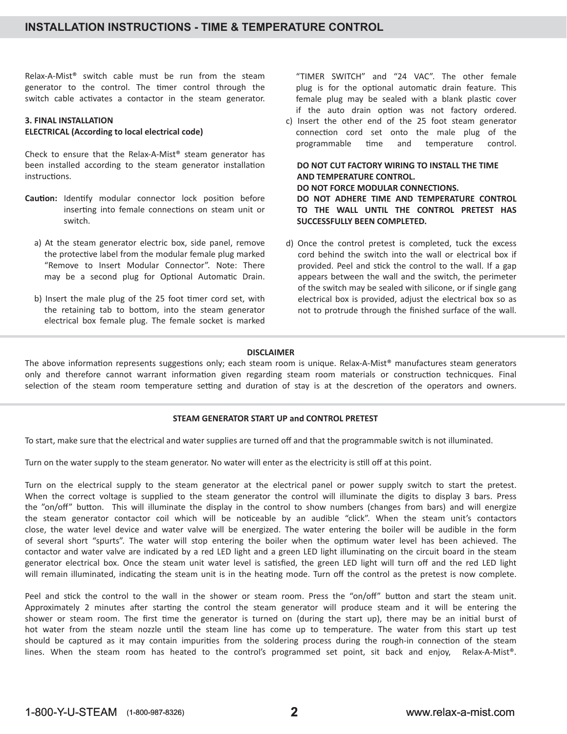## INSTALLATION INSTRUCTIONS - TIME & TEMPERATURE CONTROL

Relax-A-Mist® switch cable must be run from the steam generator to the control. The timer control through the switch cable activates a contactor in the steam generator.

**3. FINAL INSTALLATION**
**ELECTRICAL (According to local electrical code)**

Check to ensure that the Relax-A-Mist® steam generator has been installed according to the steam generator installation instructions.

**Caution:** Identify modular connector lock position before inserting into female connections on steam unit or switch.

a) At the steam generator electric box, side panel, remove the protective label from the modular female plug marked "Remove to Insert Modular Connector". Note: There may be a second plug for Optional Automatic Drain.

b) Insert the male plug of the 25 foot timer cord set, with the retaining tab to bottom, into the steam generator electrical box female plug. The female socket is marked "TIMER SWITCH" and "24 VAC". The other female plug is for the optional automatic drain feature. This female plug may be sealed with a blank plastic cover if the auto drain option was not factory ordered.

c) Insert the other end of the 25 foot steam generator connection cord set onto the male plug of the programmable time and temperature control.

**DO NOT CUT FACTORY WIRING TO INSTALL THE TIME AND TEMPERATURE CONTROL.**
**DO NOT FORCE MODULAR CONNECTIONS.**
**DO NOT ADHERE TIME AND TEMPERATURE CONTROL TO THE WALL UNTIL THE CONTROL PRETEST HAS SUCCESSFULLY BEEN COMPLETED.**

d) Once the control pretest is completed, tuck the excess cord behind the switch into the wall or electrical box if provided. Peel and stick the control to the wall. If a gap appears between the wall and the switch, the perimeter of the switch may be sealed with silicone, or if single gang electrical box is provided, adjust the electrical box so as not to protrude through the finished surface of the wall.

**DISCLAIMER**

The above information represents suggestions only; each steam room is unique. Relax-A-Mist® manufactures steam generators only and therefore cannot warrant information given regarding steam room materials or construction technicques. Final selection of the steam room temperature setting and duration of stay is at the descretion of the operators and owners.

**STEAM GENERATOR START UP and CONTROL PRETEST**

To start, make sure that the electrical and water supplies are turned off and that the programmable switch is not illuminated.

Turn on the water supply to the steam generator. No water will enter as the electricity is still off at this point.

Turn on the electrical supply to the steam generator at the electrical panel or power supply switch to start the pretest. When the correct voltage is supplied to the steam generator the control will illuminate the digits to display 3 bars. Press the "on/off" button. This will illuminate the display in the control to show numbers (changes from bars) and will energize the steam generator contactor coil which will be noticeable by an audible "click". When the steam unit's contactors close, the water level device and water valve will be energized. The water entering the boiler will be audible in the form of several short "spurts". The water will stop entering the boiler when the optimum water level has been achieved. The contactor and water valve are indicated by a red LED light and a green LED light illuminating on the circuit board in the steam generator electrical box. Once the steam unit water level is satisfied, the green LED light will turn off and the red LED light will remain illuminated, indicating the steam unit is in the heating mode. Turn off the control as the pretest is now complete.

Peel and stick the control to the wall in the shower or steam room. Press the "on/off" button and start the steam unit. Approximately 2 minutes after starting the control the steam generator will produce steam and it will be entering the shower or steam room. The first time the generator is turned on (during the start up), there may be an initial burst of hot water from the steam nozzle until the steam line has come up to temperature. The water from this start up test should be captured as it may contain impurities from the soldering process during the rough-in connection of the steam lines. When the steam room has heated to the control's programmed set point, sit back and enjoy, Relax-A-Mist®.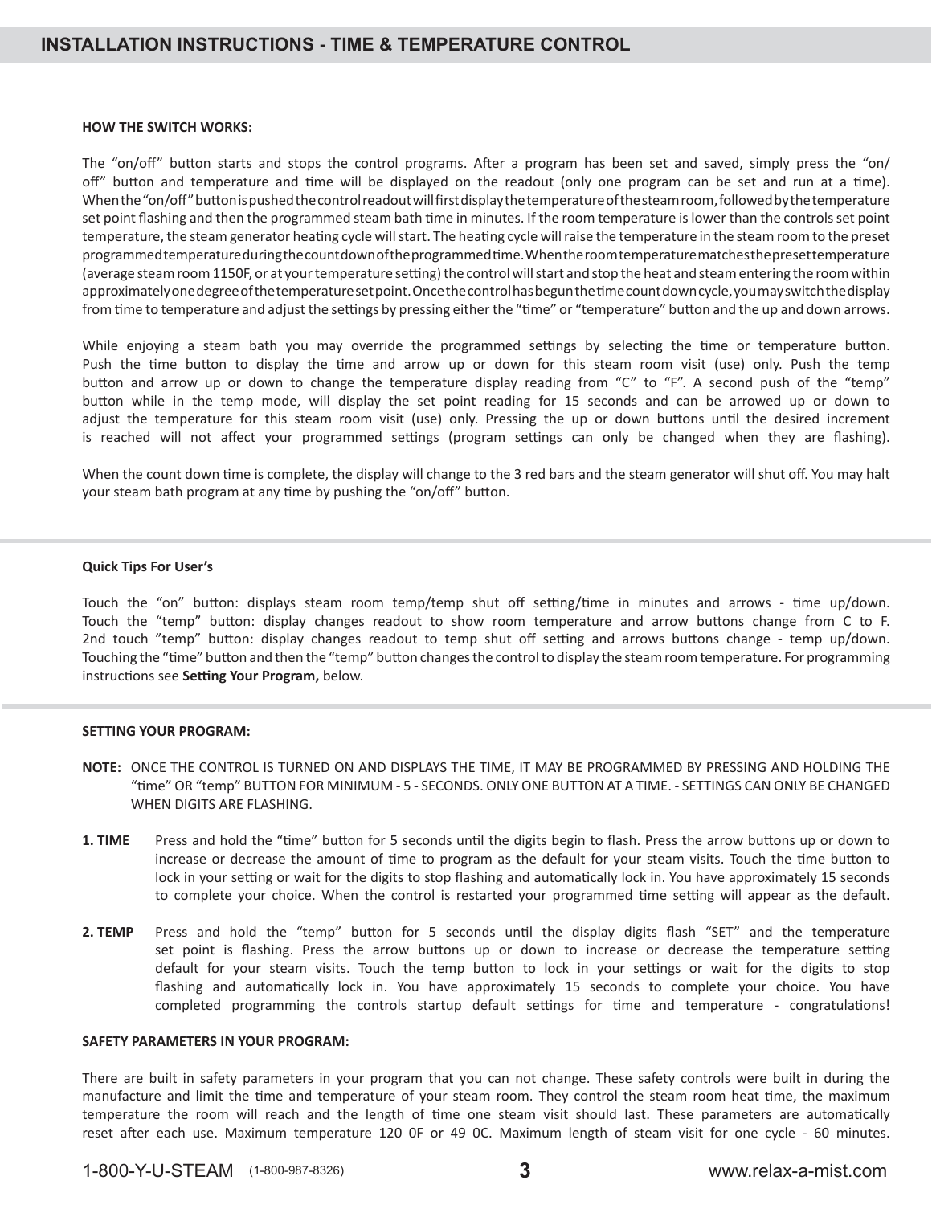# INSTALLATION INSTRUCTIONS - TIME & TEMPERATURE CONTROL

**HOW THE SWITCH WORKS:**

The "on/off" button starts and stops the control programs. After a program has been set and saved, simply press the "on/off" button and temperature and time will be displayed on the readout (only one program can be set and run at a time). When the "on/off" button is pushed the control readout will first display the temperature of the steam room, followed by the temperature set point flashing and then the programmed steam bath time in minutes. If the room temperature is lower than the controls set point temperature, the steam generator heating cycle will start. The heating cycle will raise the temperature in the steam room to the preset programmed temperature during the countdown of the programmed time. When the room temperature matches the preset temperature (average steam room 1150F, or at your temperature setting) the control will start and stop the heat and steam entering the room within approximately one degree of the temperature set point. Once the control has begun the time countdown cycle, you may switch the display from time to temperature and adjust the settings by pressing either the "time" or "temperature" button and the up and down arrows.

While enjoying a steam bath you may override the programmed settings by selecting the time or temperature button. Push the time button to display the time and arrow up or down for this steam room visit (use) only. Push the temp button and arrow up or down to change the temperature display reading from "C" to "F". A second push of the "temp" button while in the temp mode, will display the set point reading for 15 seconds and can be arrowed up or down to adjust the temperature for this steam room visit (use) only. Pressing the up or down buttons until the desired increment is reached will not affect your programmed settings (program settings can only be changed when they are flashing).

When the count down time is complete, the display will change to the 3 red bars and the steam generator will shut off. You may halt your steam bath program at any time by pushing the "on/off" button.

**Quick Tips For User's**

Touch the "on" button: displays steam room temp/temp shut off setting/time in minutes and arrows - time up/down.
Touch the "temp" button: display changes readout to show room temperature and arrow buttons change from C to F.
2nd touch "temp" button: display changes readout to temp shut off setting and arrows buttons change - temp up/down.
Touching the "time" button and then the "temp" button changes the control to display the steam room temperature. For programming instructions see **Setting Your Program,** below.

**SETTING YOUR PROGRAM:**

**NOTE:** ONCE THE CONTROL IS TURNED ON AND DISPLAYS THE TIME, IT MAY BE PROGRAMMED BY PRESSING AND HOLDING THE "time" OR "temp" BUTTON FOR MINIMUM - 5 - SECONDS. ONLY ONE BUTTON AT A TIME. - SETTINGS CAN ONLY BE CHANGED WHEN DIGITS ARE FLASHING.

**1. TIME** Press and hold the "time" button for 5 seconds until the digits begin to flash. Press the arrow buttons up or down to increase or decrease the amount of time to program as the default for your steam visits. Touch the time button to lock in your setting or wait for the digits to stop flashing and automatically lock in. You have approximately 15 seconds to complete your choice. When the control is restarted your programmed time setting will appear as the default.

**2. TEMP** Press and hold the "temp" button for 5 seconds until the display digits flash "SET" and the temperature set point is flashing. Press the arrow buttons up or down to increase or decrease the temperature setting default for your steam visits. Touch the temp button to lock in your settings or wait for the digits to stop flashing and automatically lock in. You have approximately 15 seconds to complete your choice. You have completed programming the controls startup default settings for time and temperature - congratulations!

**SAFETY PARAMETERS IN YOUR PROGRAM:**

There are built in safety parameters in your program that you can not change. These safety controls were built in during the manufacture and limit the time and temperature of your steam room. They control the steam room heat time, the maximum temperature the room will reach and the length of time one steam visit should last. These parameters are automatically reset after each use. Maximum temperature 120 0F or 49 0C. Maximum length of steam visit for one cycle - 60 minutes.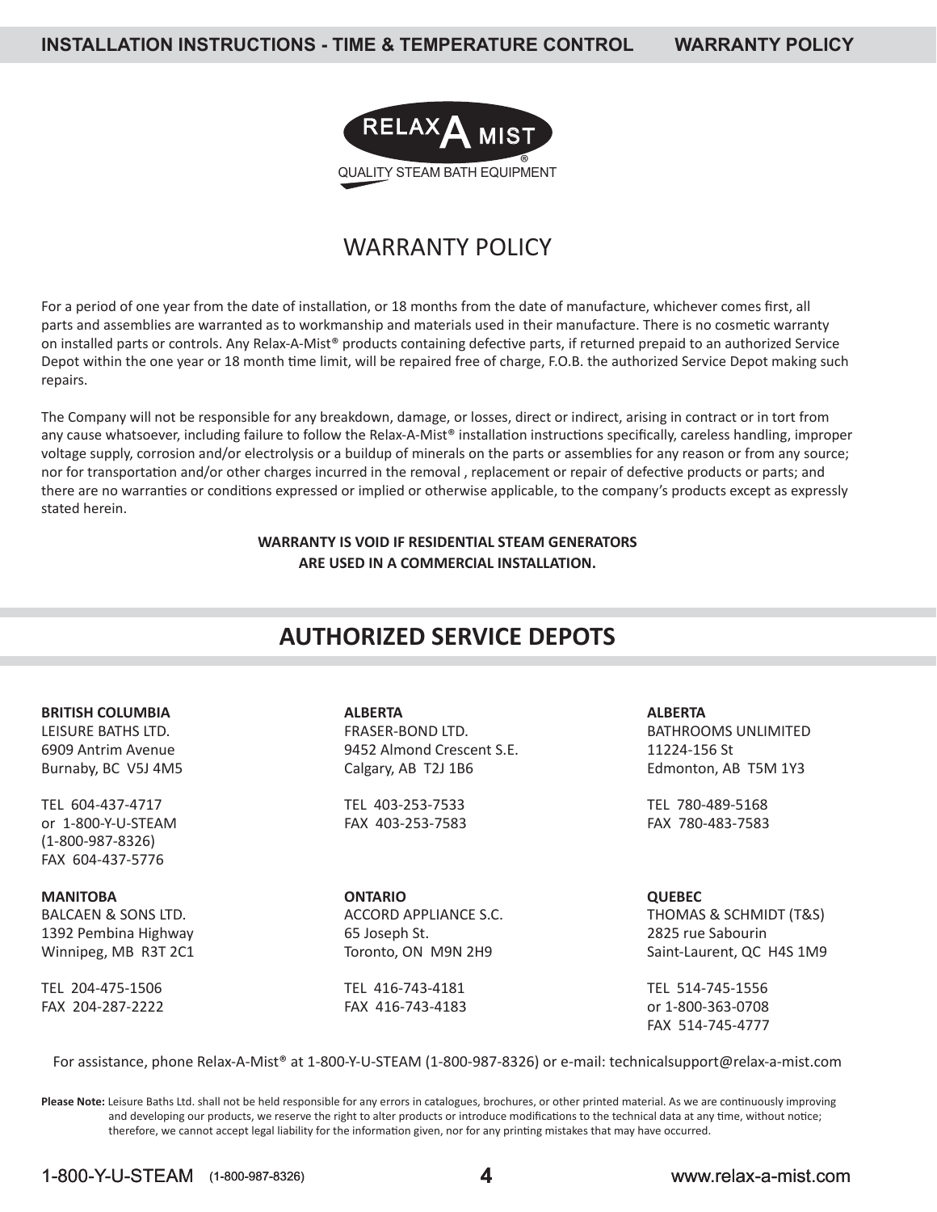RELAX A MIST®

QUALITY STEAM BATH EQUIPMENT

# WARRANTY POLICY

For a period of one year from the date of installation, or 18 months from the date of manufacture, whichever comes first, all parts and assemblies are warranted as to workmanship and materials used in their manufacture. There is no cosmetic warranty on installed parts or controls. Any Relax-A-Mist® products containing defective parts, if returned prepaid to an authorized Service Depot within the one year or 18 month time limit, will be repaired free of charge, F.O.B. the authorized Service Depot making such repairs.

The Company will not be responsible for any breakdown, damage, or losses, direct or indirect, arising in contract or in tort from any cause whatsoever, including failure to follow the Relax-A-Mist® installation instructions specifically, careless handling, improper voltage supply, corrosion and/or electrolysis or a buildup of minerals on the parts or assemblies for any reason or from any source; nor for transportation and/or other charges incurred in the removal , replacement or repair of defective products or parts; and there are no warranties or conditions expressed or implied or otherwise applicable, to the company's products except as expressly stated herein.

**WARRANTY IS VOID IF RESIDENTIAL STEAM GENERATORS ARE USED IN A COMMERCIAL INSTALLATION.**

## AUTHORIZED SERVICE DEPOTS

**BRITISH COLUMBIA**
LEISURE BATHS LTD.
6909 Antrim Avenue
Burnaby, BC V5J 4M5

TEL 604-437-4717
or 1-800-Y-U-STEAM
(1-800-987-8326)
FAX 604-437-5776

**ALBERTA**
FRASER-BOND LTD.
9452 Almond Crescent S.E.
Calgary, AB T2J 1B6

TEL 403-253-7533
FAX 403-253-7583

**ALBERTA**
BATHROOMS UNLIMITED
11224-156 St
Edmonton, AB T5M 1Y3

TEL 780-489-5168
FAX 780-483-7583

**MANITOBA**
BALCAEN & SONS LTD.
1392 Pembina Highway
Winnipeg, MB R3T 2C1

TEL 204-475-1506
FAX 204-287-2222

**ONTARIO**
ACCORD APPLIANCE S.C.
65 Joseph St.
Toronto, ON M9N 2H9

TEL 416-743-4181
FAX 416-743-4183

**QUEBEC**
THOMAS & SCHMIDT (T&S)
2825 rue Sabourin
Saint-Laurent, QC H4S 1M9

TEL 514-745-1556
or 1-800-363-0708
FAX 514-745-4777

For assistance, phone Relax-A-Mist® at 1-800-Y-U-STEAM (1-800-987-8326) or e-mail: technicalsupport@relax-a-mist.com

**Please Note:** Leisure Baths Ltd. shall not be held responsible for any errors in catalogues, brochures, or other printed material. As we are continuously improving and developing our products, we reserve the right to alter products or introduce modifications to the technical data at any time, without notice; therefore, we cannot accept legal liability for the information given, nor for any printing mistakes that may have occurred.